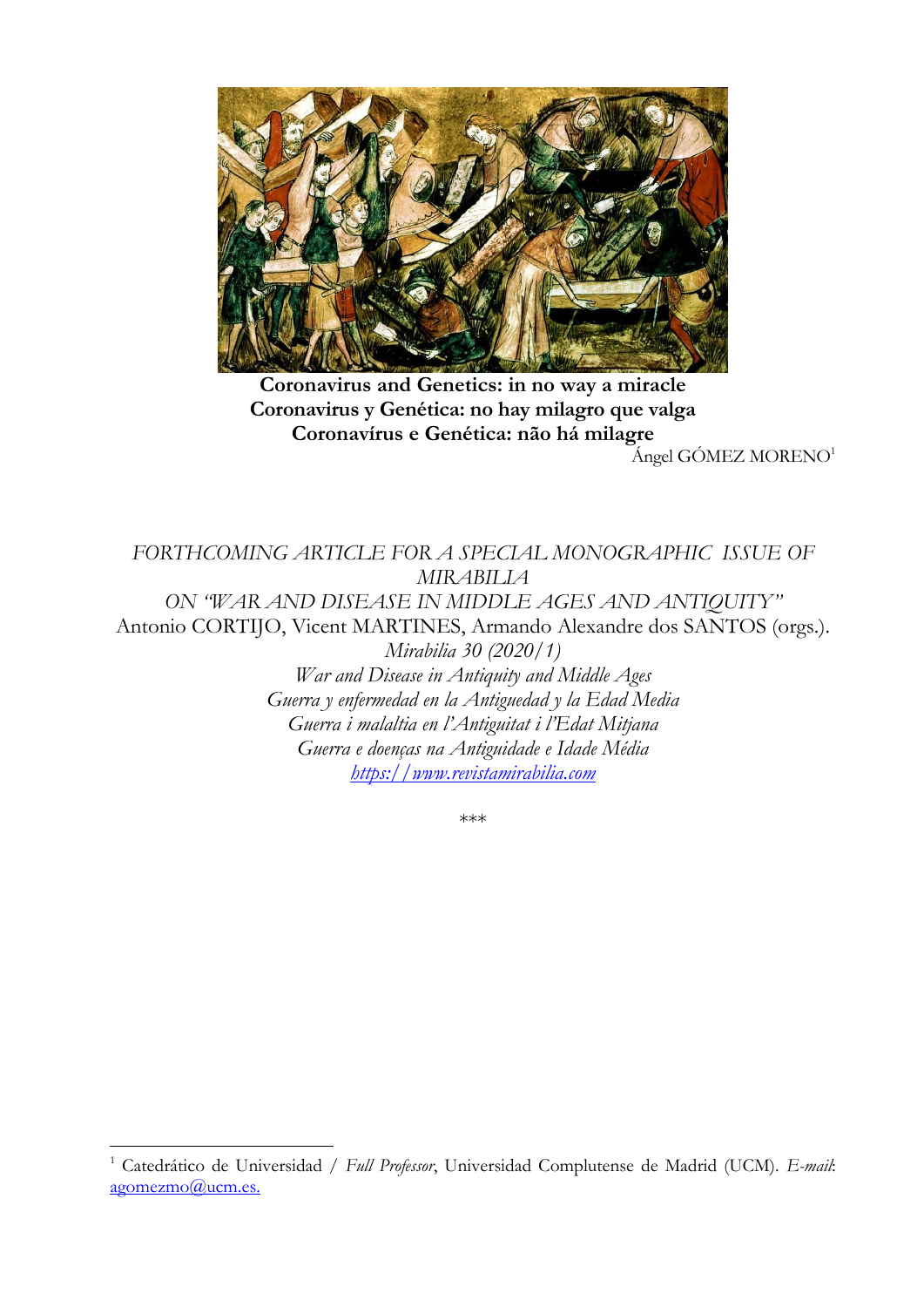# Coronavirus and Genetics: in no way a miracle
# Coronavirus y Genética: no hay milagro que valga
# Coronavírus e Genética: não há milagre

Ángel GÓMEZ MORENO[1]

*FORTHCOMING ARTICLE FOR A SPECIAL MONOGRAPHIC ISSUE OF MIRABILIA ON "WAR AND DISEASE IN MIDDLE AGES AND ANTIQUITY"*

Antonio CORTIJO, Vicent MARTINES, Armando Alexandre dos SANTOS (orgs.).

*Mirabilia 30 (2020/1)*

*War and Disease in Antiquity and Middle Ages*

*Guerra y enfermedad en la Antigüedad y la Edad Media*

*Guerra i malaltia en l'Antiguitat i l'Edat Mitjana*

*Guerra e doenças na Antiguidade e Idade Média*

*https://www.revistamirabilia.com*

\*\*\*

---

[1] Catedrático de Universidad / *Full Professor*, Universidad Complutense de Madrid (UCM). *E-mail*: agomezmo@ucm.es.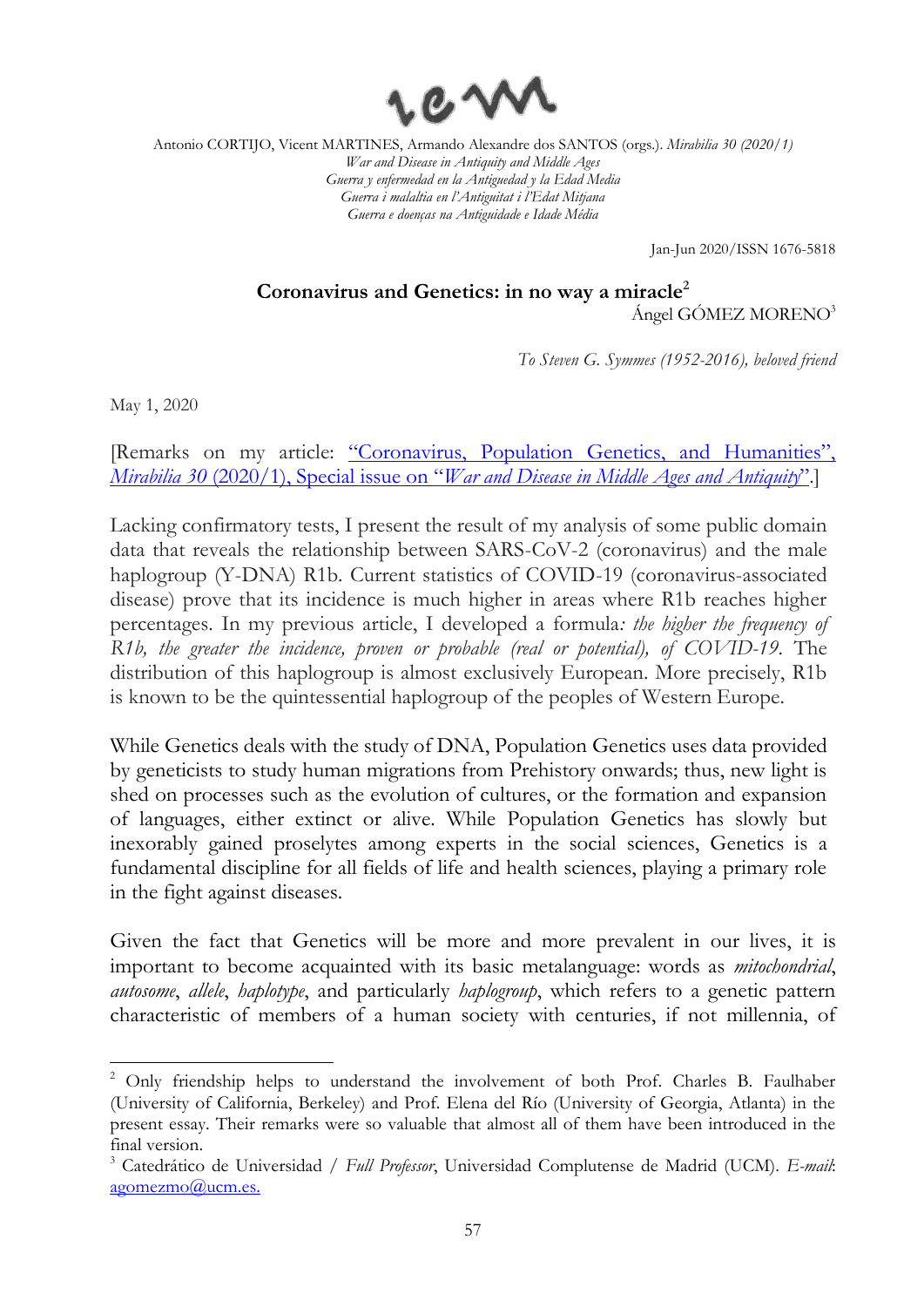Antonio CORTIJO, Vicent MARTINES, Armando Alexandre dos SANTOS (orgs.). *Mirabilia 30 (2020/1)*
*War and Disease in Antiquity and Middle Ages*
*Guerra y enfermedad en la Antigüedad y la Edad Media*
*Guerra i malaltia en l'Antiguitat i l'Edat Mitjana*
*Guerra e doenças na Antiguidade e Idade Média*

Jan-Jun 2020/ISSN 1676-5818

## Coronavirus and Genetics: in no way a miracle[2]

Ángel GÓMEZ MORENO[3]

*To Steven G. Symmes (1952-2016), beloved friend*

May 1, 2020

[Remarks on my article: "Coronavirus, Population Genetics, and Humanities", *Mirabilia 30* (2020/1), Special issue on "*War and Disease in Middle Ages and Antiquity*".]

Lacking confirmatory tests, I present the result of my analysis of some public domain data that reveals the relationship between SARS-CoV-2 (coronavirus) and the male haplogroup (Y-DNA) R1b. Current statistics of COVID-19 (coronavirus-associated disease) prove that its incidence is much higher in areas where R1b reaches higher percentages. In my previous article, I developed a formula*: the higher the frequency of R1b, the greater the incidence, proven or probable (real or potential), of COVID-19*. The distribution of this haplogroup is almost exclusively European. More precisely, R1b is known to be the quintessential haplogroup of the peoples of Western Europe.

While Genetics deals with the study of DNA, Population Genetics uses data provided by geneticists to study human migrations from Prehistory onwards; thus, new light is shed on processes such as the evolution of cultures, or the formation and expansion of languages, either extinct or alive. While Population Genetics has slowly but inexorably gained proselytes among experts in the social sciences, Genetics is a fundamental discipline for all fields of life and health sciences, playing a primary role in the fight against diseases.

Given the fact that Genetics will be more and more prevalent in our lives, it is important to become acquainted with its basic metalanguage: words as *mitochondrial*, *autosome*, *allele*, *haplotype*, and particularly *haplogroup*, which refers to a genetic pattern characteristic of members of a human society with centuries, if not millennia, of

---

[2] Only friendship helps to understand the involvement of both Prof. Charles B. Faulhaber (University of California, Berkeley) and Prof. Elena del Río (University of Georgia, Atlanta) in the present essay. Their remarks were so valuable that almost all of them have been introduced in the final version.

[3] Catedrático de Universidad / *Full Professor*, Universidad Complutense de Madrid (UCM). *E-mail*: agomezmo@ucm.es.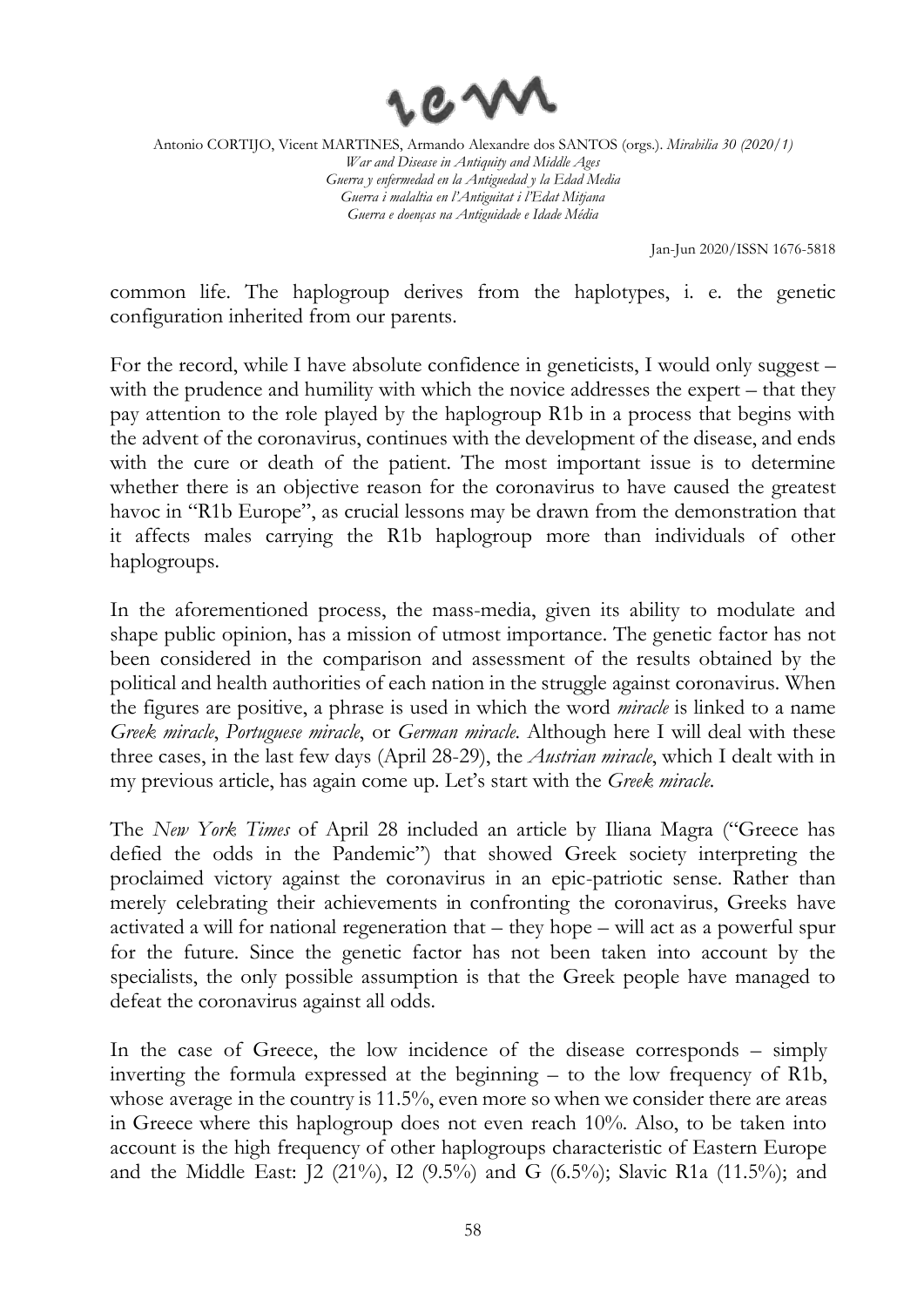common life. The haplogroup derives from the haplotypes, i. e. the genetic configuration inherited from our parents.

For the record, while I have absolute confidence in geneticists, I would only suggest – with the prudence and humility with which the novice addresses the expert – that they pay attention to the role played by the haplogroup R1b in a process that begins with the advent of the coronavirus, continues with the development of the disease, and ends with the cure or death of the patient. The most important issue is to determine whether there is an objective reason for the coronavirus to have caused the greatest havoc in "R1b Europe", as crucial lessons may be drawn from the demonstration that it affects males carrying the R1b haplogroup more than individuals of other haplogroups.

In the aforementioned process, the mass-media, given its ability to modulate and shape public opinion, has a mission of utmost importance. The genetic factor has not been considered in the comparison and assessment of the results obtained by the political and health authorities of each nation in the struggle against coronavirus. When the figures are positive, a phrase is used in which the word *miracle* is linked to a name *Greek miracle*, *Portuguese miracle*, or *German miracle*. Although here I will deal with these three cases, in the last few days (April 28-29), the *Austrian miracle*, which I dealt with in my previous article, has again come up. Let's start with the *Greek miracle*.

The *New York Times* of April 28 included an article by Iliana Magra ("Greece has defied the odds in the Pandemic") that showed Greek society interpreting the proclaimed victory against the coronavirus in an epic-patriotic sense. Rather than merely celebrating their achievements in confronting the coronavirus, Greeks have activated a will for national regeneration that – they hope – will act as a powerful spur for the future. Since the genetic factor has not been taken into account by the specialists, the only possible assumption is that the Greek people have managed to defeat the coronavirus against all odds.

In the case of Greece, the low incidence of the disease corresponds – simply inverting the formula expressed at the beginning – to the low frequency of R1b, whose average in the country is 11.5%, even more so when we consider there are areas in Greece where this haplogroup does not even reach 10%. Also, to be taken into account is the high frequency of other haplogroups characteristic of Eastern Europe and the Middle East: J2 (21%), I2 (9.5%) and G (6.5%); Slavic R1a (11.5%); and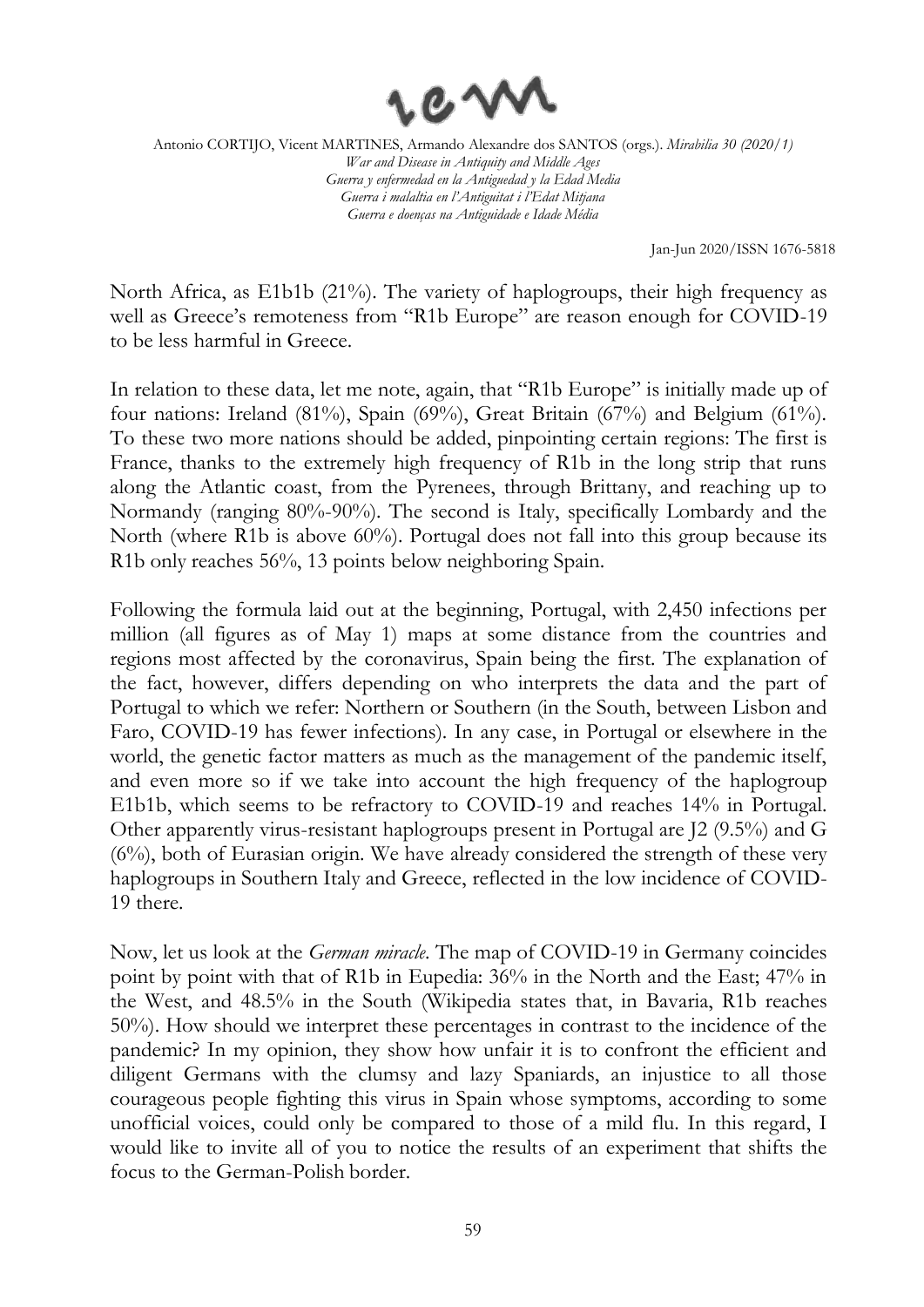North Africa, as E1b1b (21%). The variety of haplogroups, their high frequency as well as Greece's remoteness from "R1b Europe" are reason enough for COVID-19 to be less harmful in Greece.

In relation to these data, let me note, again, that "R1b Europe" is initially made up of four nations: Ireland (81%), Spain (69%), Great Britain (67%) and Belgium (61%). To these two more nations should be added, pinpointing certain regions: The first is France, thanks to the extremely high frequency of R1b in the long strip that runs along the Atlantic coast, from the Pyrenees, through Brittany, and reaching up to Normandy (ranging 80%-90%). The second is Italy, specifically Lombardy and the North (where R1b is above 60%). Portugal does not fall into this group because its R1b only reaches 56%, 13 points below neighboring Spain.

Following the formula laid out at the beginning, Portugal, with 2,450 infections per million (all figures as of May 1) maps at some distance from the countries and regions most affected by the coronavirus, Spain being the first. The explanation of the fact, however, differs depending on who interprets the data and the part of Portugal to which we refer: Northern or Southern (in the South, between Lisbon and Faro, COVID-19 has fewer infections). In any case, in Portugal or elsewhere in the world, the genetic factor matters as much as the management of the pandemic itself, and even more so if we take into account the high frequency of the haplogroup E1b1b, which seems to be refractory to COVID-19 and reaches 14% in Portugal. Other apparently virus-resistant haplogroups present in Portugal are J2 (9.5%) and G (6%), both of Eurasian origin. We have already considered the strength of these very haplogroups in Southern Italy and Greece, reflected in the low incidence of COVID-19 there.

Now, let us look at the *German miracle*. The map of COVID-19 in Germany coincides point by point with that of R1b in Eupedia: 36% in the North and the East; 47% in the West, and 48.5% in the South (Wikipedia states that, in Bavaria, R1b reaches 50%). How should we interpret these percentages in contrast to the incidence of the pandemic? In my opinion, they show how unfair it is to confront the efficient and diligent Germans with the clumsy and lazy Spaniards, an injustice to all those courageous people fighting this virus in Spain whose symptoms, according to some unofficial voices, could only be compared to those of a mild flu. In this regard, I would like to invite all of you to notice the results of an experiment that shifts the focus to the German-Polish border.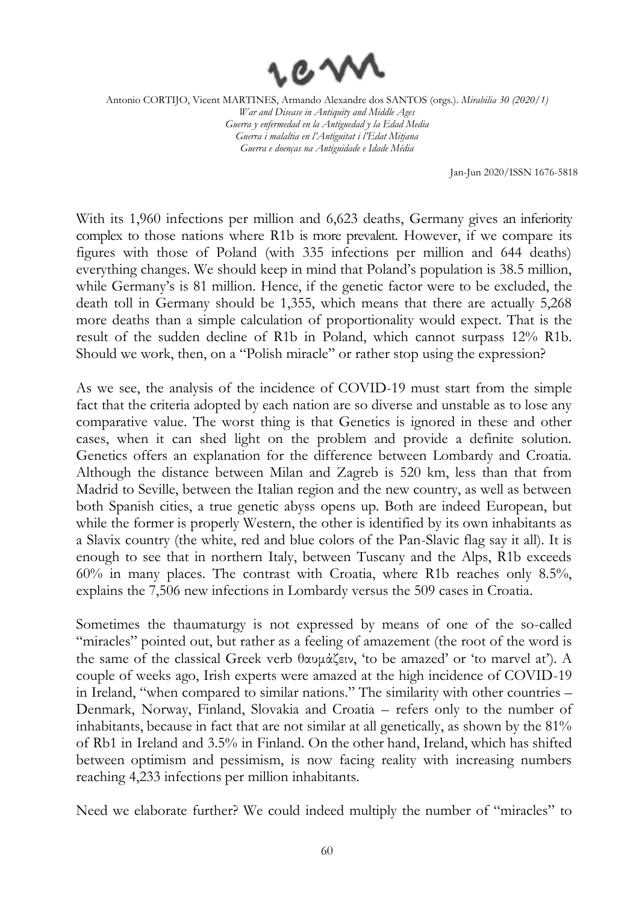With its 1,960 infections per million and 6,623 deaths, Germany gives an inferiority complex to those nations where R1b is more prevalent. However, if we compare its figures with those of Poland (with 335 infections per million and 644 deaths) everything changes. We should keep in mind that Poland's population is 38.5 million, while Germany's is 81 million. Hence, if the genetic factor were to be excluded, the death toll in Germany should be 1,355, which means that there are actually 5,268 more deaths than a simple calculation of proportionality would expect. That is the result of the sudden decline of R1b in Poland, which cannot surpass 12% R1b. Should we work, then, on a "Polish miracle" or rather stop using the expression?

As we see, the analysis of the incidence of COVID-19 must start from the simple fact that the criteria adopted by each nation are so diverse and unstable as to lose any comparative value. The worst thing is that Genetics is ignored in these and other cases, when it can shed light on the problem and provide a definite solution. Genetics offers an explanation for the difference between Lombardy and Croatia. Although the distance between Milan and Zagreb is 520 km, less than that from Madrid to Seville, between the Italian region and the new country, as well as between both Spanish cities, a true genetic abyss opens up. Both are indeed European, but while the former is properly Western, the other is identified by its own inhabitants as a Slavix country (the white, red and blue colors of the Pan-Slavic flag say it all). It is enough to see that in northern Italy, between Tuscany and the Alps, R1b exceeds 60% in many places. The contrast with Croatia, where R1b reaches only 8.5%, explains the 7,506 new infections in Lombardy versus the 509 cases in Croatia.

Sometimes the thaumaturgy is not expressed by means of one of the so-called "miracles" pointed out, but rather as a feeling of amazement (the root of the word is the same of the classical Greek verb θαυμάζειν, 'to be amazed' or 'to marvel at'). A couple of weeks ago, Irish experts were amazed at the high incidence of COVID-19 in Ireland, "when compared to similar nations." The similarity with other countries – Denmark, Norway, Finland, Slovakia and Croatia – refers only to the number of inhabitants, because in fact that are not similar at all genetically, as shown by the 81% of Rb1 in Ireland and 3.5% in Finland. On the other hand, Ireland, which has shifted between optimism and pessimism, is now facing reality with increasing numbers reaching 4,233 infections per million inhabitants.

Need we elaborate further? We could indeed multiply the number of "miracles" to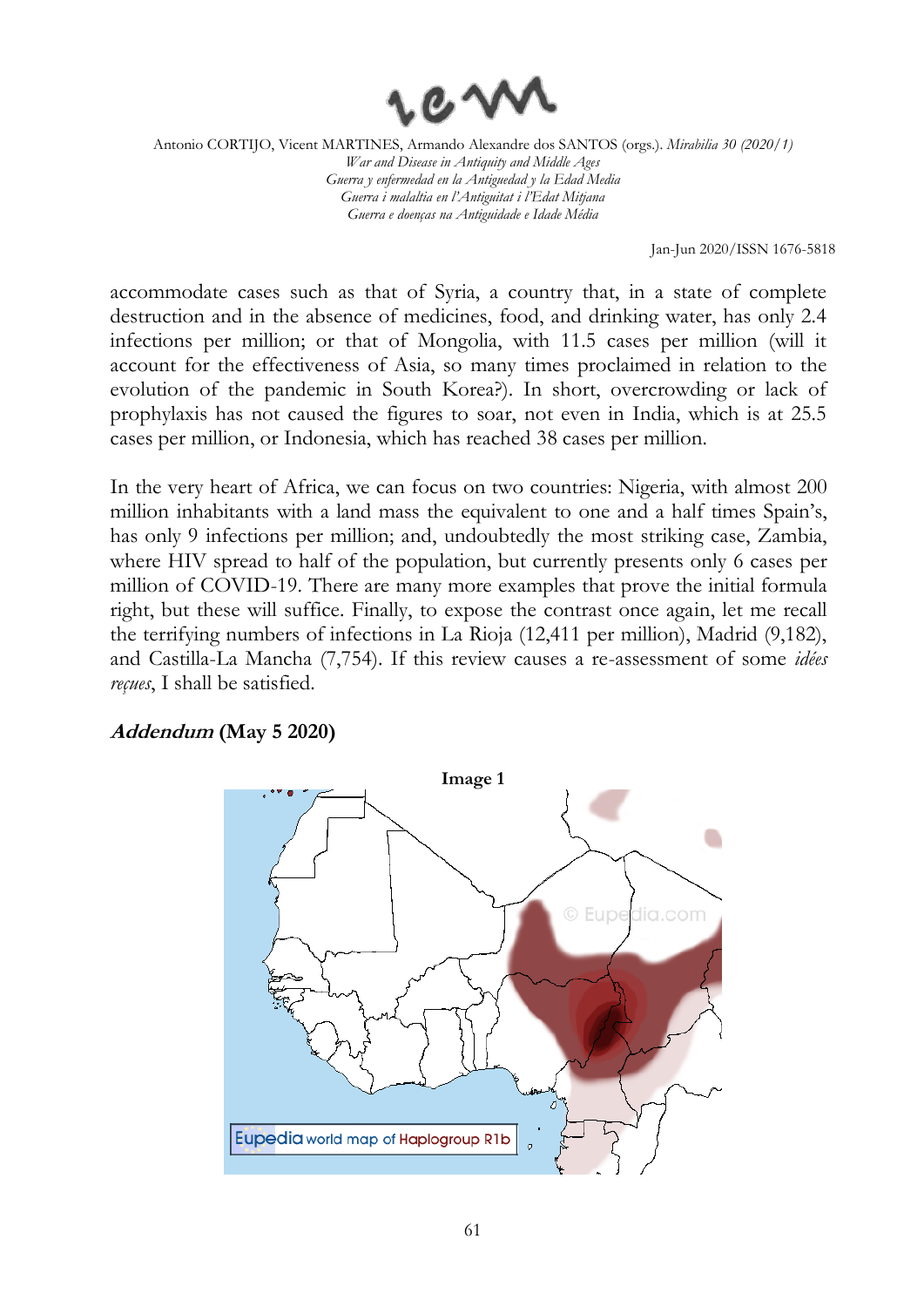accommodate cases such as that of Syria, a country that, in a state of complete destruction and in the absence of medicines, food, and drinking water, has only 2.4 infections per million; or that of Mongolia, with 11.5 cases per million (will it account for the effectiveness of Asia, so many times proclaimed in relation to the evolution of the pandemic in South Korea?). In short, overcrowding or lack of prophylaxis has not caused the figures to soar, not even in India, which is at 25.5 cases per million, or Indonesia, which has reached 38 cases per million.

In the very heart of Africa, we can focus on two countries: Nigeria, with almost 200 million inhabitants with a land mass the equivalent to one and a half times Spain's, has only 9 infections per million; and, undoubtedly the most striking case, Zambia, where HIV spread to half of the population, but currently presents only 6 cases per million of COVID-19. There are many more examples that prove the initial formula right, but these will suffice. Finally, to expose the contrast once again, let me recall the terrifying numbers of infections in La Rioja (12,411 per million), Madrid (9,182), and Castilla-La Mancha (7,754). If this review causes a re-assessment of some *idées reçues*, I shall be satisfied.

## ***Addendum*** **(May 5 2020)**

**Image 1**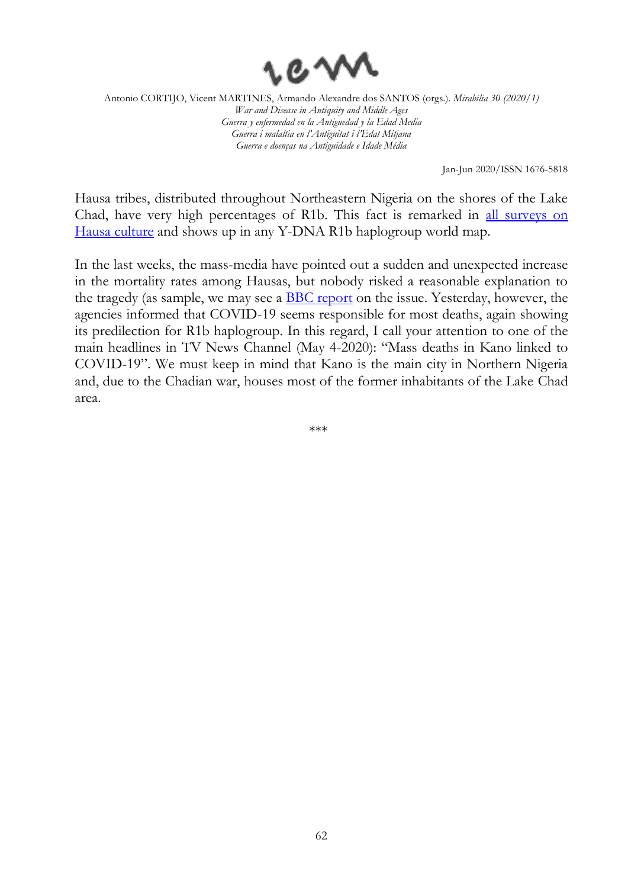Hausa tribes, distributed throughout Northeastern Nigeria on the shores of the Lake Chad, have very high percentages of R1b. This fact is remarked in all surveys on Hausa culture and shows up in any Y-DNA R1b haplogroup world map.

In the last weeks, the mass-media have pointed out a sudden and unexpected increase in the mortality rates among Hausas, but nobody risked a reasonable explanation to the tragedy (as sample, we may see a BBC report on the issue. Yesterday, however, the agencies informed that COVID-19 seems responsible for most deaths, again showing its predilection for R1b haplogroup. In this regard, I call your attention to one of the main headlines in TV News Channel (May 4-2020): "Mass deaths in Kano linked to COVID-19". We must keep in mind that Kano is the main city in Northern Nigeria and, due to the Chadian war, houses most of the former inhabitants of the Lake Chad area.

\*\*\*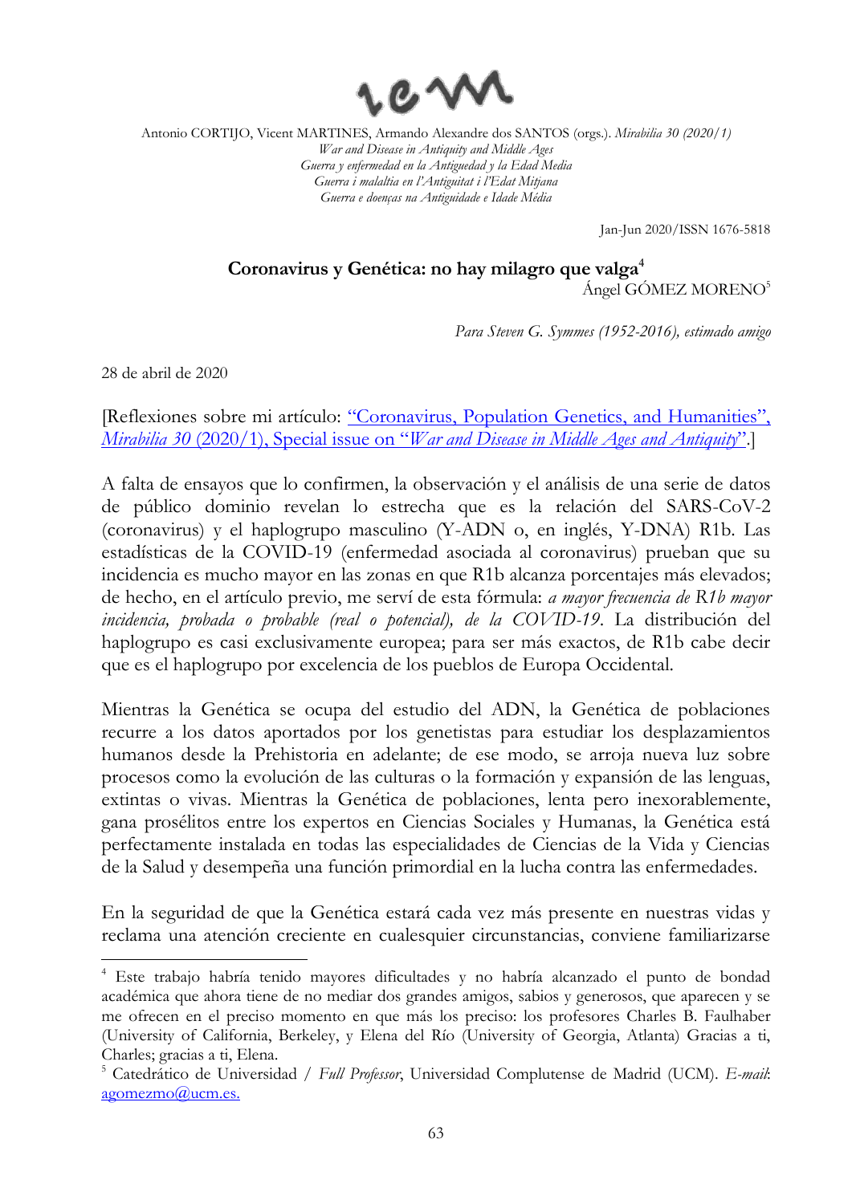Antonio CORTIJO, Vicent MARTINES, Armando Alexandre dos SANTOS (orgs.). *Mirabilia 30 (2020/1)*
*War and Disease in Antiquity and Middle Ages*
*Guerra y enfermedad en la Antigüedad y la Edad Media*
*Guerra i malaltia en l'Antiguitat i l'Edat Mitjana*
*Guerra e doenças na Antiguidade e Idade Média*

Jan-Jun 2020/ISSN 1676-5818

# Coronavirus y Genética: no hay milagro que valga[4]

Ángel GÓMEZ MORENO[5]

*Para Steven G. Symmes (1952-2016), estimado amigo*

28 de abril de 2020

[Reflexiones sobre mi artículo: "Coronavirus, Population Genetics, and Humanities", *Mirabilia 30* (2020/1), Special issue on "*War and Disease in Middle Ages and Antiquity*".]

A falta de ensayos que lo confirmen, la observación y el análisis de una serie de datos de público dominio revelan lo estrecha que es la relación del SARS-CoV-2 (coronavirus) y el haplogrupo masculino (Y-ADN o, en inglés, Y-DNA) R1b. Las estadísticas de la COVID-19 (enfermedad asociada al coronavirus) prueban que su incidencia es mucho mayor en las zonas en que R1b alcanza porcentajes más elevados; de hecho, en el artículo previo, me serví de esta fórmula: *a mayor frecuencia de R1b mayor incidencia, probada o probable (real o potencial), de la COVID-19*. La distribución del haplogrupo es casi exclusivamente europea; para ser más exactos, de R1b cabe decir que es el haplogrupo por excelencia de los pueblos de Europa Occidental.

Mientras la Genética se ocupa del estudio del ADN, la Genética de poblaciones recurre a los datos aportados por los genetistas para estudiar los desplazamientos humanos desde la Prehistoria en adelante; de ese modo, se arroja nueva luz sobre procesos como la evolución de las culturas o la formación y expansión de las lenguas, extintas o vivas. Mientras la Genética de poblaciones, lenta pero inexorablemente, gana prosélitos entre los expertos en Ciencias Sociales y Humanas, la Genética está perfectamente instalada en todas las especialidades de Ciencias de la Vida y Ciencias de la Salud y desempeña una función primordial en la lucha contra las enfermedades.

En la seguridad de que la Genética estará cada vez más presente en nuestras vidas y reclama una atención creciente en cualesquier circunstancias, conviene familiarizarse

---

[4] Este trabajo habría tenido mayores dificultades y no habría alcanzado el punto de bondad académica que ahora tiene de no mediar dos grandes amigos, sabios y generosos, que aparecen y se me ofrecen en el preciso momento en que más los preciso: los profesores Charles B. Faulhaber (University of California, Berkeley, y Elena del Río (University of Georgia, Atlanta) Gracias a ti, Charles; gracias a ti, Elena.

[5] Catedrático de Universidad / *Full Professor*, Universidad Complutense de Madrid (UCM). *E-mail*: agomezmo@ucm.es.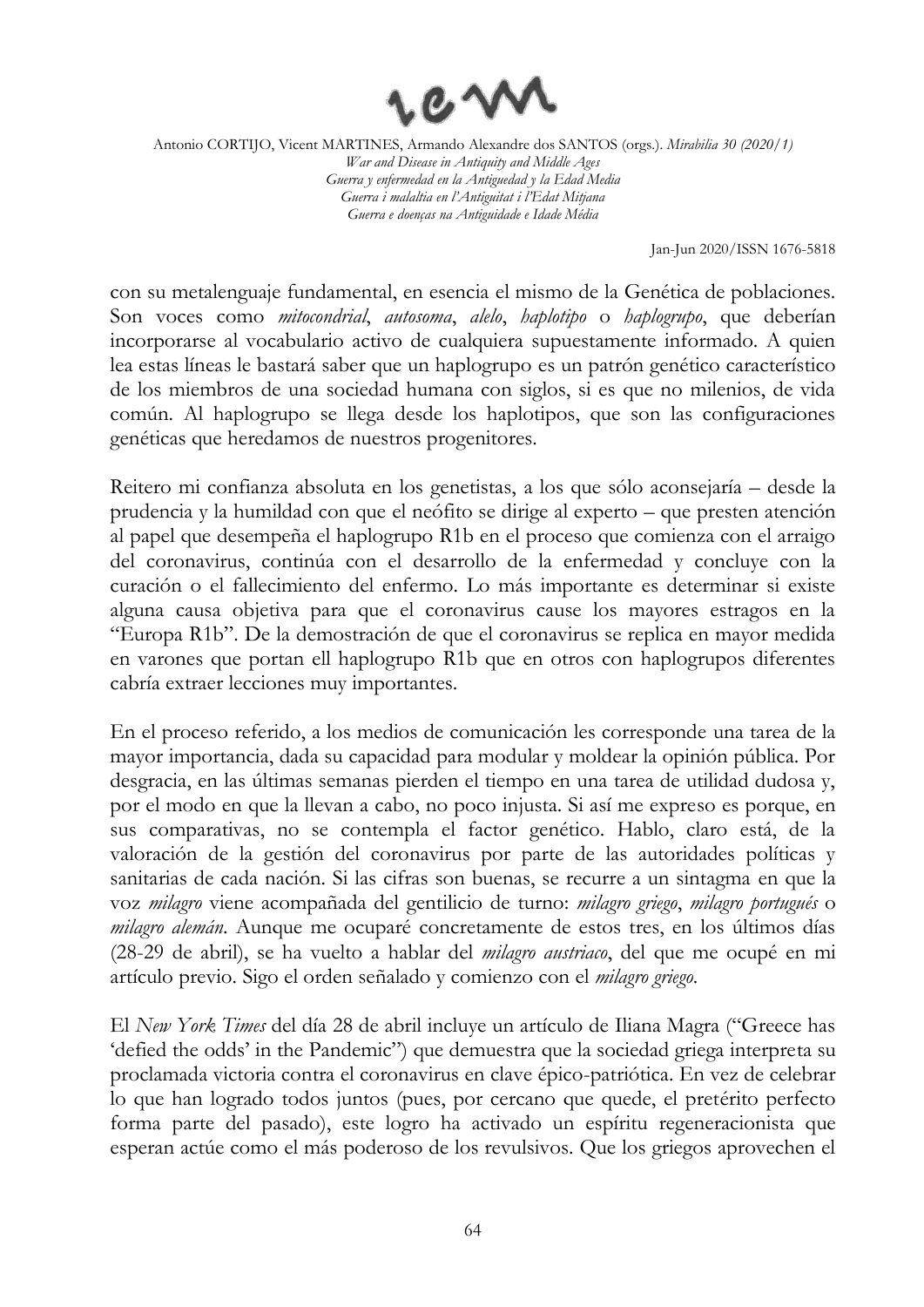con su metalenguaje fundamental, en esencia el mismo de la Genética de poblaciones. Son voces como *mitocondrial*, *autosoma*, *alelo*, *haplotipo* o *haplogrupo*, que deberían incorporarse al vocabulario activo de cualquiera supuestamente informado. A quien lea estas líneas le bastará saber que un haplogrupo es un patrón genético característico de los miembros de una sociedad humana con siglos, si es que no milenios, de vida común. Al haplogrupo se llega desde los haplotipos, que son las configuraciones genéticas que heredamos de nuestros progenitores.

Reitero mi confianza absoluta en los genetistas, a los que sólo aconsejaría – desde la prudencia y la humildad con que el neófito se dirige al experto – que presten atención al papel que desempeña el haplogrupo R1b en el proceso que comienza con el arraigo del coronavirus, continúa con el desarrollo de la enfermedad y concluye con la curación o el fallecimiento del enfermo. Lo más importante es determinar si existe alguna causa objetiva para que el coronavirus cause los mayores estragos en la "Europa R1b". De la demostración de que el coronavirus se replica en mayor medida en varones que portan ell haplogrupo R1b que en otros con haplogrupos diferentes cabría extraer lecciones muy importantes.

En el proceso referido, a los medios de comunicación les corresponde una tarea de la mayor importancia, dada su capacidad para modular y moldear la opinión pública. Por desgracia, en las últimas semanas pierden el tiempo en una tarea de utilidad dudosa y, por el modo en que la llevan a cabo, no poco injusta. Si así me expreso es porque, en sus comparativas, no se contempla el factor genético. Hablo, claro está, de la valoración de la gestión del coronavirus por parte de las autoridades políticas y sanitarias de cada nación. Si las cifras son buenas, se recurre a un sintagma en que la voz *milagro* viene acompañada del gentilicio de turno: *milagro griego*, *milagro portugués* o *milagro alemán*. Aunque me ocuparé concretamente de estos tres, en los últimos días (28-29 de abril), se ha vuelto a hablar del *milagro austriaco*, del que me ocupé en mi artículo previo. Sigo el orden señalado y comienzo con el *milagro griego*.

El *New York Times* del día 28 de abril incluye un artículo de Iliana Magra ("Greece has 'defied the odds' in the Pandemic") que demuestra que la sociedad griega interpreta su proclamada victoria contra el coronavirus en clave épico-patriótica. En vez de celebrar lo que han logrado todos juntos (pues, por cercano que quede, el pretérito perfecto forma parte del pasado), este logro ha activado un espíritu regeneracionista que esperan actúe como el más poderoso de los revulsivos. Que los griegos aprovechen el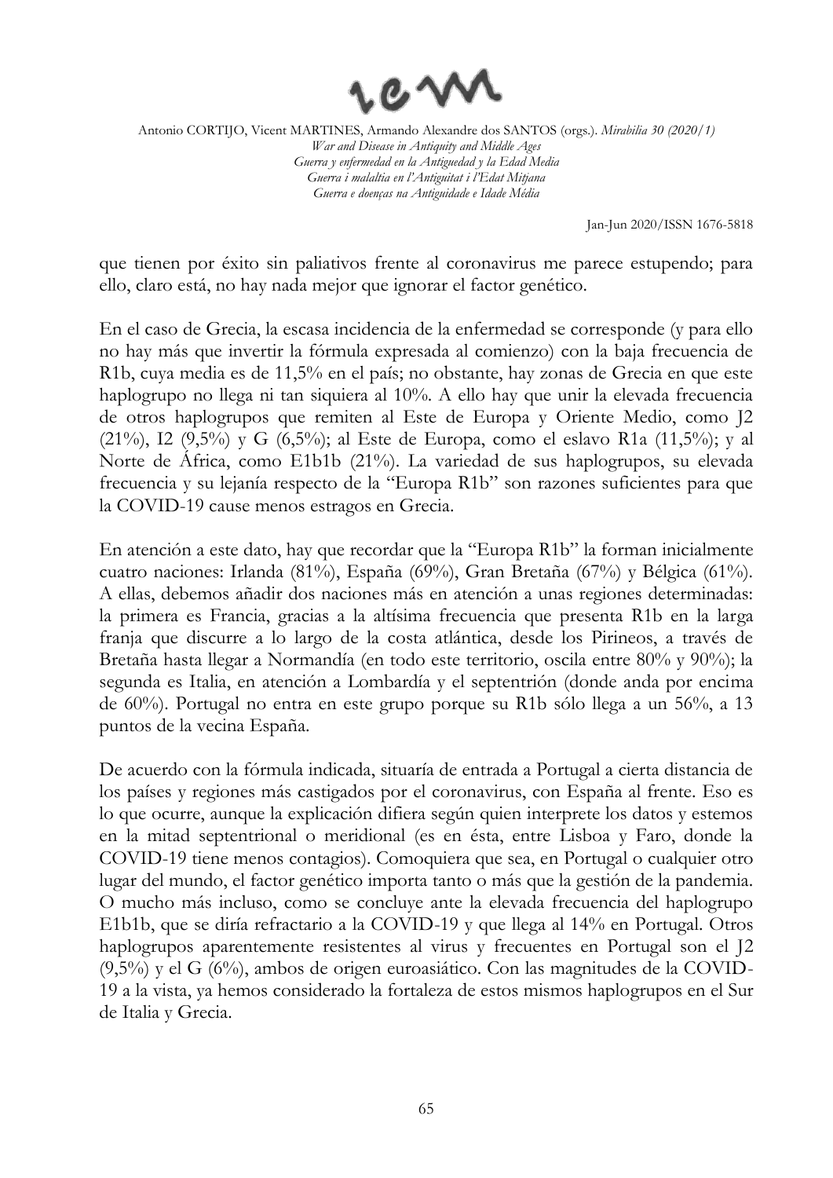que tienen por éxito sin paliativos frente al coronavirus me parece estupendo; para ello, claro está, no hay nada mejor que ignorar el factor genético.

En el caso de Grecia, la escasa incidencia de la enfermedad se corresponde (y para ello no hay más que invertir la fórmula expresada al comienzo) con la baja frecuencia de R1b, cuya media es de 11,5% en el país; no obstante, hay zonas de Grecia en que este haplogrupo no llega ni tan siquiera al 10%. A ello hay que unir la elevada frecuencia de otros haplogrupos que remiten al Este de Europa y Oriente Medio, como J2 (21%), I2 (9,5%) y G (6,5%); al Este de Europa, como el eslavo R1a (11,5%); y al Norte de África, como E1b1b (21%). La variedad de sus haplogrupos, su elevada frecuencia y su lejanía respecto de la "Europa R1b" son razones suficientes para que la COVID-19 cause menos estragos en Grecia.

En atención a este dato, hay que recordar que la "Europa R1b" la forman inicialmente cuatro naciones: Irlanda (81%), España (69%), Gran Bretaña (67%) y Bélgica (61%). A ellas, debemos añadir dos naciones más en atención a unas regiones determinadas: la primera es Francia, gracias a la altísima frecuencia que presenta R1b en la larga franja que discurre a lo largo de la costa atlántica, desde los Pirineos, a través de Bretaña hasta llegar a Normandía (en todo este territorio, oscila entre 80% y 90%); la segunda es Italia, en atención a Lombardía y el septentrión (donde anda por encima de 60%). Portugal no entra en este grupo porque su R1b sólo llega a un 56%, a 13 puntos de la vecina España.

De acuerdo con la fórmula indicada, situaría de entrada a Portugal a cierta distancia de los países y regiones más castigados por el coronavirus, con España al frente. Eso es lo que ocurre, aunque la explicación difiera según quien interprete los datos y estemos en la mitad septentrional o meridional (es en ésta, entre Lisboa y Faro, donde la COVID-19 tiene menos contagios). Comoquiera que sea, en Portugal o cualquier otro lugar del mundo, el factor genético importa tanto o más que la gestión de la pandemia. O mucho más incluso, como se concluye ante la elevada frecuencia del haplogrupo E1b1b, que se diría refractario a la COVID-19 y que llega al 14% en Portugal. Otros haplogrupos aparentemente resistentes al virus y frecuentes en Portugal son el J2 (9,5%) y el G (6%), ambos de origen euroasiático. Con las magnitudes de la COVID-19 a la vista, ya hemos considerado la fortaleza de estos mismos haplogrupos en el Sur de Italia y Grecia.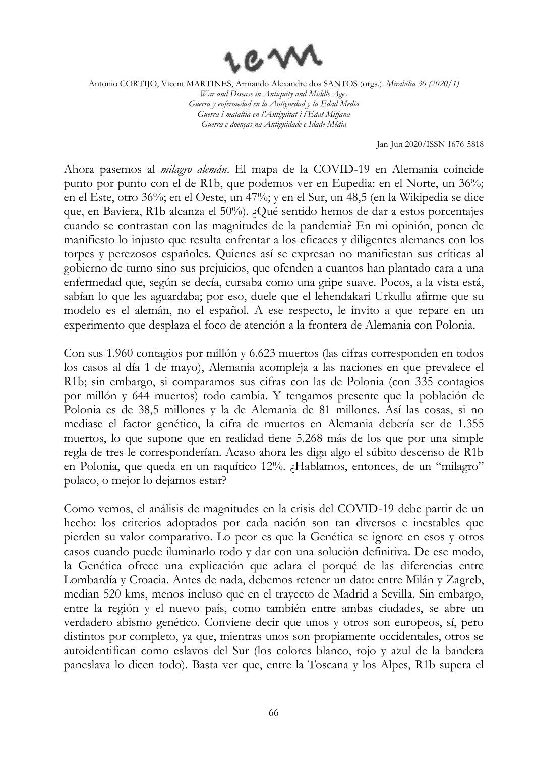Ahora pasemos al *milagro alemán*. El mapa de la COVID-19 en Alemania coincide punto por punto con el de R1b, que podemos ver en Eupedia: en el Norte, un 36%; en el Este, otro 36%; en el Oeste, un 47%; y en el Sur, un 48,5 (en la Wikipedia se dice que, en Baviera, R1b alcanza el 50%). ¿Qué sentido hemos de dar a estos porcentajes cuando se contrastan con las magnitudes de la pandemia? En mi opinión, ponen de manifiesto lo injusto que resulta enfrentar a los eficaces y diligentes alemanes con los torpes y perezosos españoles. Quienes así se expresan no manifiestan sus críticas al gobierno de turno sino sus prejuicios, que ofenden a cuantos han plantado cara a una enfermedad que, según se decía, cursaba como una gripe suave. Pocos, a la vista está, sabían lo que les aguardaba; por eso, duele que el lehendakari Urkullu afirme que su modelo es el alemán, no el español. A ese respecto, le invito a que repare en un experimento que desplaza el foco de atención a la frontera de Alemania con Polonia.

Con sus 1.960 contagios por millón y 6.623 muertos (las cifras corresponden en todos los casos al día 1 de mayo), Alemania acompleja a las naciones en que prevalece el R1b; sin embargo, si comparamos sus cifras con las de Polonia (con 335 contagios por millón y 644 muertos) todo cambia. Y tengamos presente que la población de Polonia es de 38,5 millones y la de Alemania de 81 millones. Así las cosas, si no mediase el factor genético, la cifra de muertos en Alemania debería ser de 1.355 muertos, lo que supone que en realidad tiene 5.268 más de los que por una simple regla de tres le corresponderían. Acaso ahora les diga algo el súbito descenso de R1b en Polonia, que queda en un raquítico 12%. ¿Hablamos, entonces, de un "milagro" polaco, o mejor lo dejamos estar?

Como vemos, el análisis de magnitudes en la crisis del COVID-19 debe partir de un hecho: los criterios adoptados por cada nación son tan diversos e inestables que pierden su valor comparativo. Lo peor es que la Genética se ignore en esos y otros casos cuando puede iluminarlo todo y dar con una solución definitiva. De ese modo, la Genética ofrece una explicación que aclara el porqué de las diferencias entre Lombardía y Croacia. Antes de nada, debemos retener un dato: entre Milán y Zagreb, median 520 kms, menos incluso que en el trayecto de Madrid a Sevilla. Sin embargo, entre la región y el nuevo país, como también entre ambas ciudades, se abre un verdadero abismo genético. Conviene decir que unos y otros son europeos, sí, pero distintos por completo, ya que, mientras unos son propiamente occidentales, otros se autoidentifican como eslavos del Sur (los colores blanco, rojo y azul de la bandera paneslava lo dicen todo). Basta ver que, entre la Toscana y los Alpes, R1b supera el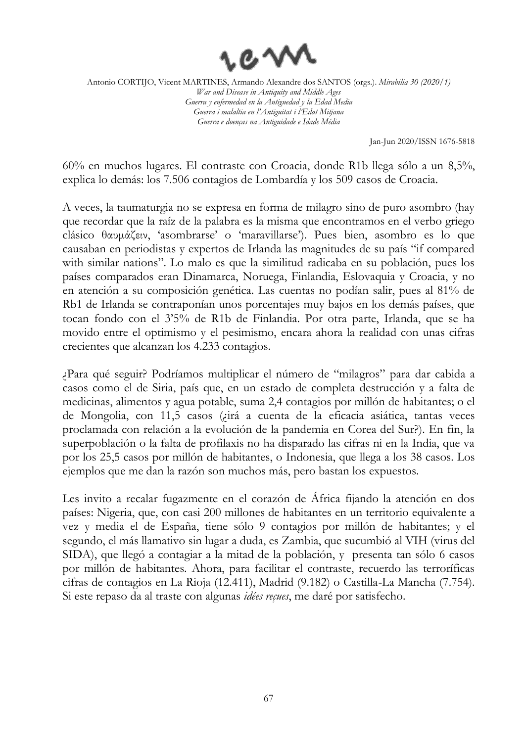60% en muchos lugares. El contraste con Croacia, donde R1b llega sólo a un 8,5%, explica lo demás: los 7.506 contagios de Lombardía y los 509 casos de Croacia.

A veces, la taumaturgia no se expresa en forma de milagro sino de puro asombro (hay que recordar que la raíz de la palabra es la misma que encontramos en el verbo griego clásico θαυμάζειν, 'asombrarse' o 'maravillarse'). Pues bien, asombro es lo que causaban en periodistas y expertos de Irlanda las magnitudes de su país "if compared with similar nations". Lo malo es que la similitud radicaba en su población, pues los países comparados eran Dinamarca, Noruega, Finlandia, Eslovaquia y Croacia, y no en atención a su composición genética. Las cuentas no podían salir, pues al 81% de Rb1 de Irlanda se contraponían unos porcentajes muy bajos en los demás países, que tocan fondo con el 3'5% de R1b de Finlandia. Por otra parte, Irlanda, que se ha movido entre el optimismo y el pesimismo, encara ahora la realidad con unas cifras crecientes que alcanzan los 4.233 contagios.

¿Para qué seguir? Podríamos multiplicar el número de "milagros" para dar cabida a casos como el de Siria, país que, en un estado de completa destrucción y a falta de medicinas, alimentos y agua potable, suma 2,4 contagios por millón de habitantes; o el de Mongolia, con 11,5 casos (¿irá a cuenta de la eficacia asiática, tantas veces proclamada con relación a la evolución de la pandemia en Corea del Sur?). En fin, la superpoblación o la falta de profilaxis no ha disparado las cifras ni en la India, que va por los 25,5 casos por millón de habitantes, o Indonesia, que llega a los 38 casos. Los ejemplos que me dan la razón son muchos más, pero bastan los expuestos.

Les invito a recalar fugazmente en el corazón de África fijando la atención en dos países: Nigeria, que, con casi 200 millones de habitantes en un territorio equivalente a vez y media el de España, tiene sólo 9 contagios por millón de habitantes; y el segundo, el más llamativo sin lugar a duda, es Zambia, que sucumbió al VIH (virus del SIDA), que llegó a contagiar a la mitad de la población, y presenta tan sólo 6 casos por millón de habitantes. Ahora, para facilitar el contraste, recuerdo las terroríficas cifras de contagios en La Rioja (12.411), Madrid (9.182) o Castilla-La Mancha (7.754). Si este repaso da al traste con algunas *idées reçues*, me daré por satisfecho.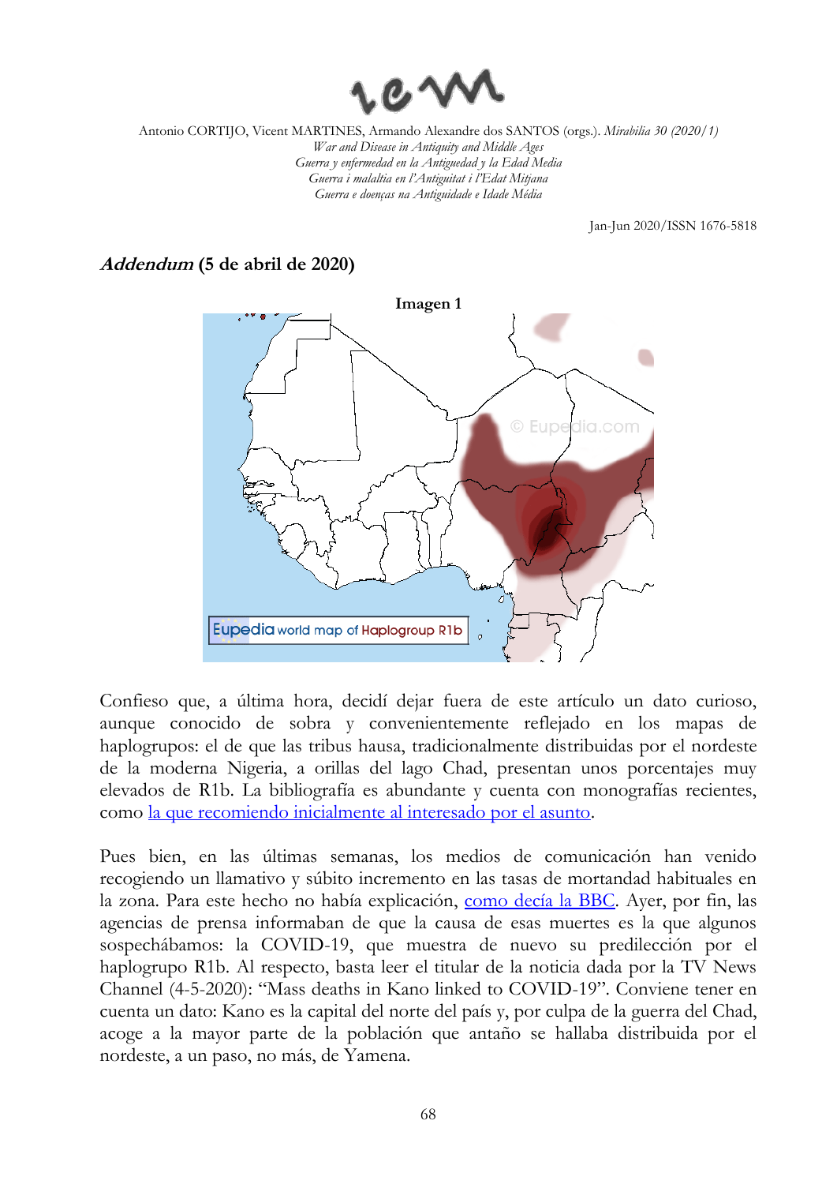## *Addendum* (5 de abril de 2020)

**Imagen 1**

© Eupedia.com

Eupedia world map of Haplogroup R1b

Confieso que, a última hora, decidí dejar fuera de este artículo un dato curioso, aunque conocido de sobra y convenientemente reflejado en los mapas de haplogrupos: el de que las tribus hausa, tradicionalmente distribuidas por el nordeste de la moderna Nigeria, a orillas del lago Chad, presentan unos porcentajes muy elevados de R1b. La bibliografía es abundante y cuenta con monografías recientes, como la que recomiendo inicialmente al interesado por el asunto.

Pues bien, en las últimas semanas, los medios de comunicación han venido recogiendo un llamativo y súbito incremento en las tasas de mortandad habituales en la zona. Para este hecho no había explicación, como decía la BBC. Ayer, por fin, las agencias de prensa informaban de que la causa de esas muertes es la que algunos sospechábamos: la COVID-19, que muestra de nuevo su predilección por el haplogrupo R1b. Al respecto, basta leer el titular de la noticia dada por la TV News Channel (4-5-2020): "Mass deaths in Kano linked to COVID-19". Conviene tener en cuenta un dato: Kano es la capital del norte del país y, por culpa de la guerra del Chad, acoge a la mayor parte de la población que antaño se hallaba distribuida por el nordeste, a un paso, no más, de Yamena.